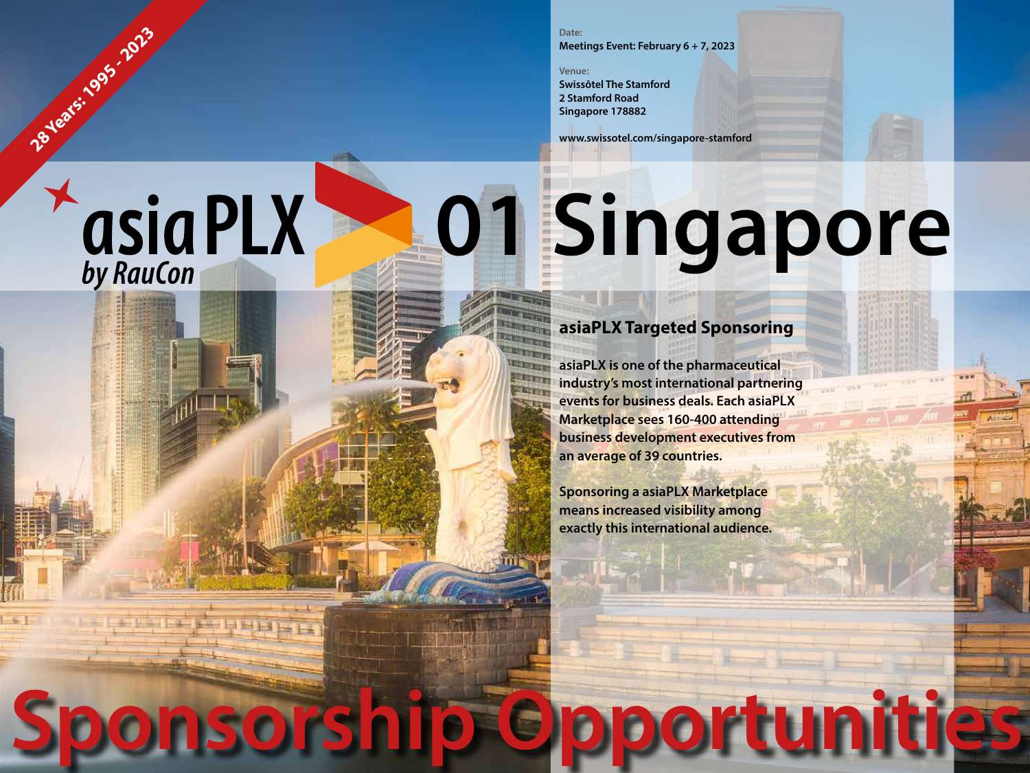28 Years: 1995 - 2023

Date:
Meetings Event: February 6 + 7, 2023

Venue:
Swissôtel The Stamford
2 Stamford Road
Singapore 178882

www.swissotel.com/singapore-stamford

# asiaPLX by RauCon 01 Singapore

## asiaPLX Targeted Sponsoring

asiaPLX is one of the pharmaceutical industry's most international partnering events for business deals. Each asiaPLX Marketplace sees 160-400 attending business development executives from an average of 39 countries.

Sponsoring a asiaPLX Marketplace means increased visibility among exactly this international audience.

# Sponsorship Opportunities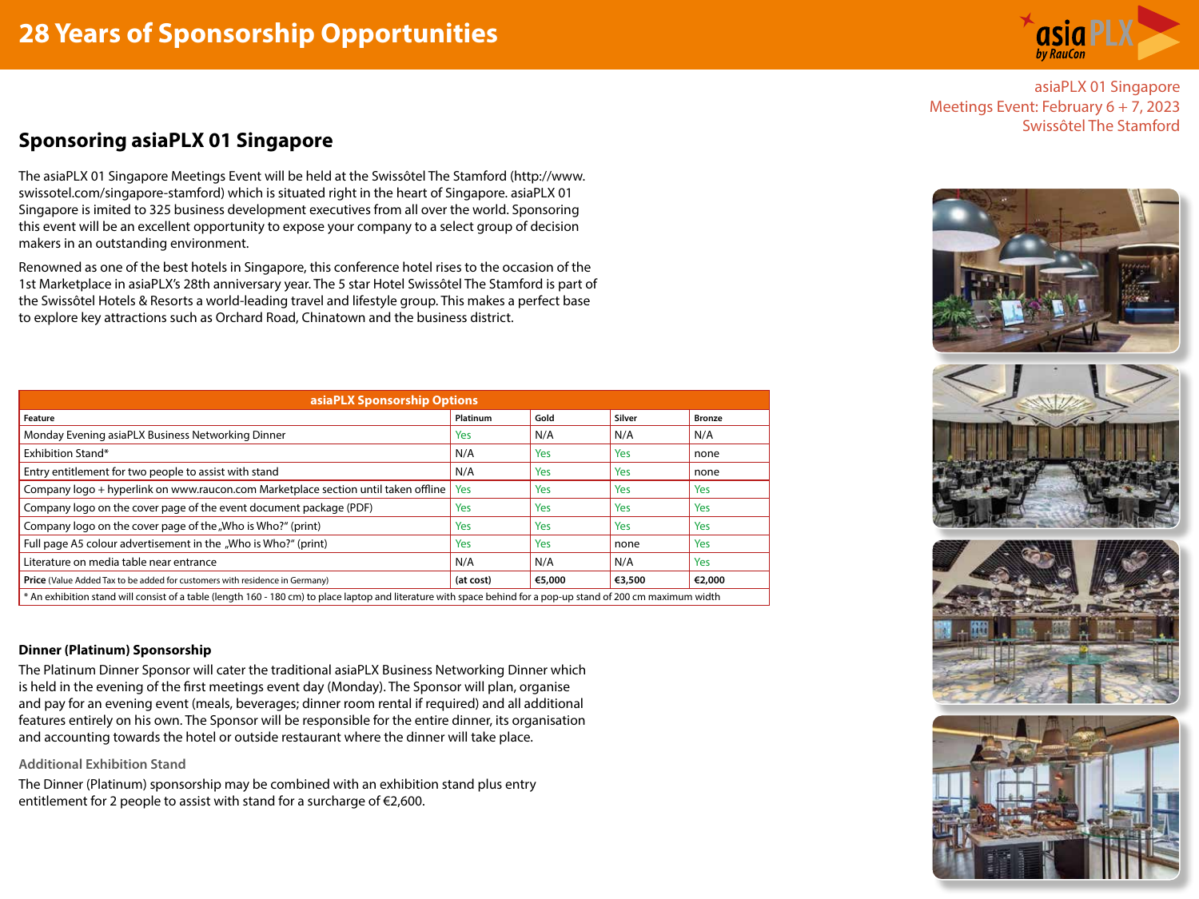# 28 Years of Sponsorship Opportunities

asiaPLX 01 Singapore
Meetings Event: February 6 + 7, 2023
Swissôtel The Stamford

## Sponsoring asiaPLX 01 Singapore

The asiaPLX 01 Singapore Meetings Event will be held at the Swissôtel The Stamford (http://www.swissotel.com/singapore-stamford) which is situated right in the heart of Singapore. asiaPLX 01 Singapore is imited to 325 business development executives from all over the world. Sponsoring this event will be an excellent opportunity to expose your company to a select group of decision makers in an outstanding environment.

Renowned as one of the best hotels in Singapore, this conference hotel rises to the occasion of the 1st Marketplace in asiaPLX's 28th anniversary year. The 5 star Hotel Swissôtel The Stamford is part of the Swissôtel Hotels & Resorts a world-leading travel and lifestyle group. This makes a perfect base to explore key attractions such as Orchard Road, Chinatown and the business district.

| asiaPLX Sponsorship Options | | | | |
|---|---|---|---|---|
| **Feature** | **Platinum** | **Gold** | **Silver** | **Bronze** |
| Monday Evening asiaPLX Business Networking Dinner | Yes | N/A | N/A | N/A |
| Exhibition Stand* | N/A | Yes | Yes | none |
| Entry entitlement for two people to assist with stand | N/A | Yes | Yes | none |
| Company logo + hyperlink on www.raucon.com Marketplace section until taken offline | Yes | Yes | Yes | Yes |
| Company logo on the cover page of the event document package (PDF) | Yes | Yes | Yes | Yes |
| Company logo on the cover page of the „Who is Who?" (print) | Yes | Yes | Yes | Yes |
| Full page A5 colour advertisement in the „Who is Who?" (print) | Yes | Yes | none | Yes |
| Literature on media table near entrance | N/A | N/A | N/A | Yes |
| **Price** (Value Added Tax to be added for customers with residence in Germany) | **(at cost)** | **€5,000** | **€3,500** | **€2,000** |

\* An exhibition stand will consist of a table (length 160 - 180 cm) to place laptop and literature with space behind for a pop-up stand of 200 cm maximum width

### Dinner (Platinum) Sponsorship

The Platinum Dinner Sponsor will cater the traditional asiaPLX Business Networking Dinner which is held in the evening of the first meetings event day (Monday). The Sponsor will plan, organise and pay for an evening event (meals, beverages; dinner room rental if required) and all additional features entirely on his own. The Sponsor will be responsible for the entire dinner, its organisation and accounting towards the hotel or outside restaurant where the dinner will take place.

#### Additional Exhibition Stand

The Dinner (Platinum) sponsorship may be combined with an exhibition stand plus entry entitlement for 2 people to assist with stand for a surcharge of €2,600.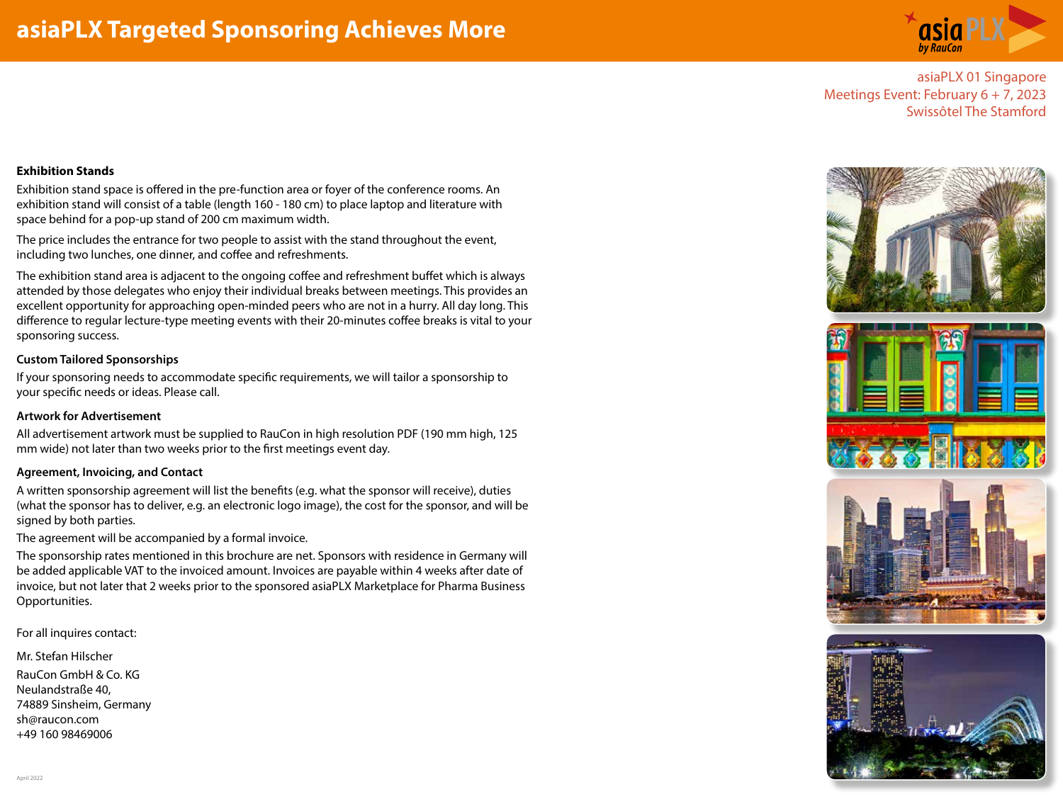# asiaPLX Targeted Sponsoring Achieves More

asiaPLX 01 Singapore
Meetings Event: February 6 + 7, 2023
Swissôtel The Stamford

**Exhibition Stands**

Exhibition stand space is offered in the pre-function area or foyer of the conference rooms. An exhibition stand will consist of a table (length 160 - 180 cm) to place laptop and literature with space behind for a pop-up stand of 200 cm maximum width.

The price includes the entrance for two people to assist with the stand throughout the event, including two lunches, one dinner, and coffee and refreshments.

The exhibition stand area is adjacent to the ongoing coffee and refreshment buffet which is always attended by those delegates who enjoy their individual breaks between meetings. This provides an excellent opportunity for approaching open-minded peers who are not in a hurry. All day long. This difference to regular lecture-type meeting events with their 20-minutes coffee breaks is vital to your sponsoring success.

**Custom Tailored Sponsorships**

If your sponsoring needs to accommodate specific requirements, we will tailor a sponsorship to your specific needs or ideas. Please call.

**Artwork for Advertisement**

All advertisement artwork must be supplied to RauCon in high resolution PDF (190 mm high, 125 mm wide) not later than two weeks prior to the first meetings event day.

**Agreement, Invoicing, and Contact**

A written sponsorship agreement will list the benefits (e.g. what the sponsor will receive), duties (what the sponsor has to deliver, e.g. an electronic logo image), the cost for the sponsor, and will be signed by both parties.

The agreement will be accompanied by a formal invoice.

The sponsorship rates mentioned in this brochure are net. Sponsors with residence in Germany will be added applicable VAT to the invoiced amount. Invoices are payable within 4 weeks after date of invoice, but not later that 2 weeks prior to the sponsored asiaPLX Marketplace for Pharma Business Opportunities.

For all inquires contact:

Mr. Stefan Hilscher

RauCon GmbH & Co. KG
Neulandstraße 40,
74889 Sinsheim, Germany
sh@raucon.com
+49 160 98469006

April 2022